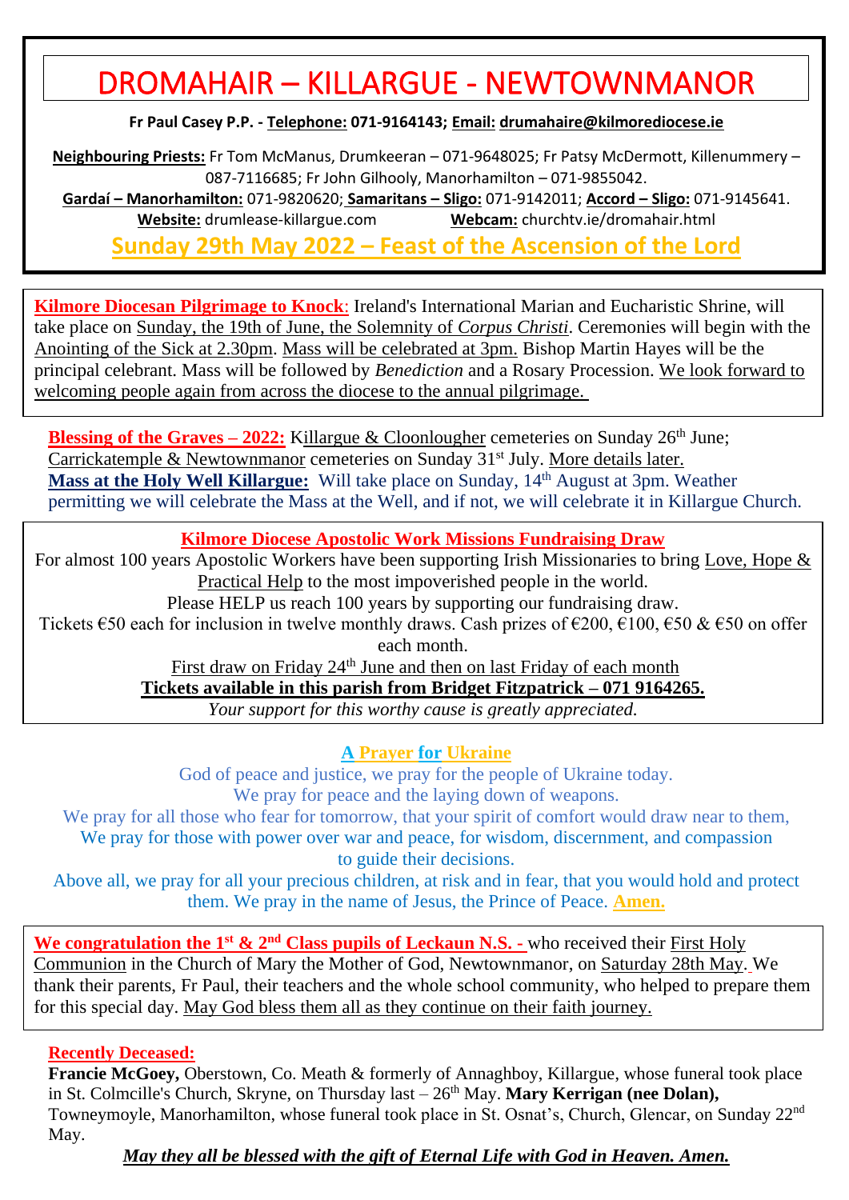# DROMAHAIR – KILLARGUE - NEWTOWNMANOR

**Fr Paul Casey P.P. - Telephone: 071-9164143; Email: drumahaire@kilmorediocese.ie**

**Neighbouring Priests:** Fr Tom McManus, Drumkeeran – 071-9648025; Fr Patsy McDermott, Killenummery – 087-7116685; Fr John Gilhooly, Manorhamilton – 071-9855042.

**Gardaí – Manorhamilton:** 071-9820620; **Samaritans – Sligo:** 071-9142011; **Accord – Sligo:** 071-9145641.

**Website:** drumlease-killargue.com **Webcam:** churchtv.ie/dromahair.html

## Sunday 29th May 2022 – Feast of the Ascension of the Lord

**Kilmore Diocesan Pilgrimage to Knock**: Ireland's International Marian and Eucharistic Shrine, will take place on Sunday, the 19th of June, the Solemnity of *Corpus Christi*. Ceremonies will begin with the Anointing of the Sick at 2.30pm. Mass will be celebrated at 3pm. Bishop Martin Hayes will be the principal celebrant. Mass will be followed by *Benediction* and a Rosary Procession. We look forward to welcoming people again from across the diocese to the annual pilgrimage.

**Blessing of the Graves – 2022:** Killargue & Cloonlougher cemeteries on Sunday 26th June; Carrickatemple & Newtownmanor cemeteries on Sunday 31st July. More details later.

**Mass at the Holy Well Killargue:** Will take place on Sunday, 14th August at 3pm. Weather permitting we will celebrate the Mass at the Well, and if not, we will celebrate it in Killargue Church.

**Kilmore Diocese Apostolic Work Missions Fundraising Draw**

For almost 100 years Apostolic Workers have been supporting Irish Missionaries to bring Love, Hope & Practical Help to the most impoverished people in the world.

Please HELP us reach 100 years by supporting our fundraising draw.

Tickets €50 each for inclusion in twelve monthly draws. Cash prizes of €200, €100, €50 & €50 on offer each month.

First draw on Friday 24th June and then on last Friday of each month

**Tickets available in this parish from Bridget Fitzpatrick – 071 9164265.**

*Your support for this worthy cause is greatly appreciated.*

**A Prayer for Ukraine**

God of peace and justice, we pray for the people of Ukraine today.
We pray for peace and the laying down of weapons.
We pray for all those who fear for tomorrow, that your spirit of comfort would draw near to them,
We pray for those with power over war and peace, for wisdom, discernment, and compassion to guide their decisions.
Above all, we pray for all your precious children, at risk and in fear, that you would hold and protect them. We pray in the name of Jesus, the Prince of Peace. **Amen.**

**We congratulation the 1st & 2nd Class pupils of Leckaun N.S. -** who received their First Holy Communion in the Church of Mary the Mother of God, Newtownmanor, on Saturday 28th May. We thank their parents, Fr Paul, their teachers and the whole school community, who helped to prepare them for this special day. May God bless them all as they continue on their faith journey.

**Recently Deceased:**

**Francie McGoey,** Oberstown, Co. Meath & formerly of Annaghboy, Killargue, whose funeral took place in St. Colmcille's Church, Skryne, on Thursday last – 26th May. **Mary Kerrigan (nee Dolan),** Towneymoyle, Manorhamilton, whose funeral took place in St. Osnat's, Church, Glencar, on Sunday 22nd May.

***May they all be blessed with the gift of Eternal Life with God in Heaven. Amen.***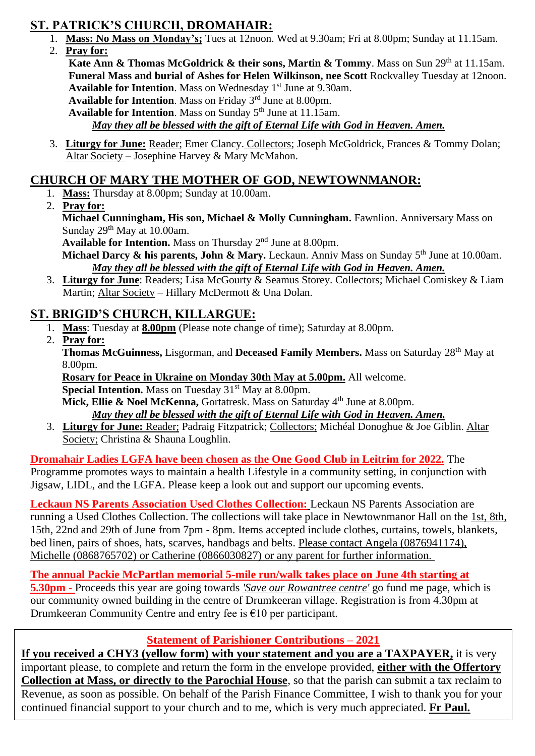## ST. PATRICK'S CHURCH, DROMAHAIR:

1. **Mass: No Mass on Monday's;** Tues at 12noon. Wed at 9.30am; Fri at 8.00pm; Sunday at 11.15am.
2. **Pray for:**
   **Kate Ann & Thomas McGoldrick & their sons, Martin & Tommy**. Mass on Sun 29th at 11.15am.
   **Funeral Mass and burial of Ashes for Helen Wilkinson, nee Scott** Rockvalley Tuesday at 12noon.
   **Available for Intention**. Mass on Wednesday 1st June at 9.30am.
   **Available for Intention**. Mass on Friday 3rd June at 8.00pm.
   **Available for Intention**. Mass on Sunday 5th June at 11.15am.
   ***May they all be blessed with the gift of Eternal Life with God in Heaven. Amen.***
3. **Liturgy for June:** Reader; Emer Clancy. Collectors; Joseph McGoldrick, Frances & Tommy Dolan; Altar Society – Josephine Harvey & Mary McMahon.

## CHURCH OF MARY THE MOTHER OF GOD, NEWTOWNMANOR:

1. **Mass:** Thursday at 8.00pm; Sunday at 10.00am.
2. **Pray for:**
   **Michael Cunningham, His son, Michael & Molly Cunningham.** Fawnlion. Anniversary Mass on Sunday 29th May at 10.00am.
   **Available for Intention.** Mass on Thursday 2nd June at 8.00pm.
   **Michael Darcy & his parents, John & Mary.** Leckaun. Anniv Mass on Sunday 5th June at 10.00am.
   ***May they all be blessed with the gift of Eternal Life with God in Heaven. Amen.***
3. **Liturgy for June**: Readers; Lisa McGourty & Seamus Storey. Collectors; Michael Comiskey & Liam Martin; Altar Society – Hillary McDermott & Una Dolan.

## ST. BRIGID'S CHURCH, KILLARGUE:

1. **Mass**: Tuesday at **8.00pm** (Please note change of time); Saturday at 8.00pm.
2. **Pray for:**
   **Thomas McGuinness,** Lisgorman, and **Deceased Family Members.** Mass on Saturday 28th May at 8.00pm.
   **Rosary for Peace in Ukraine on Monday 30th May at 5.00pm.** All welcome.
   **Special Intention.** Mass on Tuesday 31st May at 8.00pm.
   **Mick, Ellie & Noel McKenna,** Gortatresk. Mass on Saturday 4th June at 8.00pm.
   ***May they all be blessed with the gift of Eternal Life with God in Heaven. Amen.***
3. **Liturgy for June:** Reader; Padraig Fitzpatrick; Collectors; Michéal Donoghue & Joe Giblin. Altar Society; Christina & Shauna Loughlin.

**Dromahair Ladies LGFA have been chosen as the One Good Club in Leitrim for 2022.** The Programme promotes ways to maintain a health Lifestyle in a community setting, in conjunction with Jigsaw, LIDL, and the LGFA. Please keep a look out and support our upcoming events.

**Leckaun NS Parents Association Used Clothes Collection:** Leckaun NS Parents Association are running a Used Clothes Collection. The collections will take place in Newtownmanor Hall on the 1st, 8th, 15th, 22nd and 29th of June from 7pm - 8pm. Items accepted include clothes, curtains, towels, blankets, bed linen, pairs of shoes, hats, scarves, handbags and belts. Please contact Angela (0876941174), Michelle (0868765702) or Catherine (0866030827) or any parent for further information.

**The annual Packie McPartlan memorial 5-mile run/walk takes place on June 4th starting at 5.30pm -** Proceeds this year are going towards *'Save our Rowantree centre'* go fund me page, which is our community owned building in the centre of Drumkeeran village. Registration is from 4.30pm at Drumkeeran Community Centre and entry fee is €10 per participant.

**Statement of Parishioner Contributions – 2021**

**If you received a CHY3 (yellow form) with your statement and you are a TAXPAYER,** it is very important please, to complete and return the form in the envelope provided, **either with the Offertory Collection at Mass, or directly to the Parochial House**, so that the parish can submit a tax reclaim to Revenue, as soon as possible. On behalf of the Parish Finance Committee, I wish to thank you for your continued financial support to your church and to me, which is very much appreciated. **Fr Paul.**